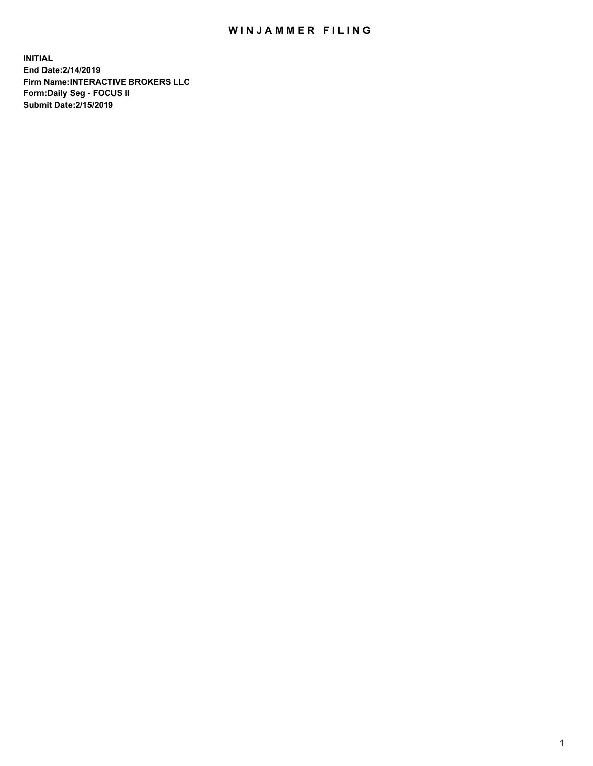# WINJAMMER FILING

**INITIAL**
**End Date:2/14/2019**
**Firm Name:INTERACTIVE BROKERS LLC**
**Form:Daily Seg - FOCUS II**
**Submit Date:2/15/2019**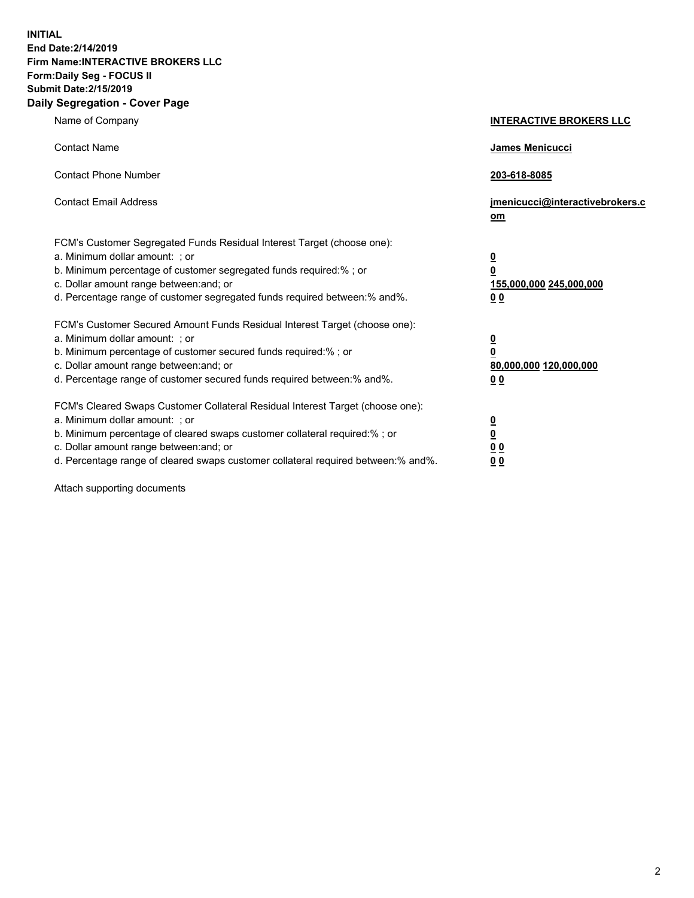**INITIAL**
**End Date:2/14/2019**
**Firm Name:INTERACTIVE BROKERS LLC**
**Form:Daily Seg - FOCUS II**
**Submit Date:2/15/2019**
**Daily Segregation - Cover Page**

| | |
|---|---|
| Name of Company | **INTERACTIVE BROKERS LLC** |
| Contact Name | **James Menicucci** |
| Contact Phone Number | **203-618-8085** |
| Contact Email Address | **jmenicucci@interactivebrokers.com** |

FCM's Customer Segregated Funds Residual Interest Target (choose one):

| | |
|---|---|
| a. Minimum dollar amount: ; or | **0** |
| b. Minimum percentage of customer segregated funds required:% ; or | **0** |
| c. Dollar amount range between:and; or | **155,000,000 245,000,000** |
| d. Percentage range of customer segregated funds required between:% and%. | **0 0** |

FCM's Customer Secured Amount Funds Residual Interest Target (choose one):

| | |
|---|---|
| a. Minimum dollar amount: ; or | **0** |
| b. Minimum percentage of customer secured funds required:% ; or | **0** |
| c. Dollar amount range between:and; or | **80,000,000 120,000,000** |
| d. Percentage range of customer secured funds required between:% and%. | **0 0** |

FCM's Cleared Swaps Customer Collateral Residual Interest Target (choose one):

| | |
|---|---|
| a. Minimum dollar amount: ; or | **0** |
| b. Minimum percentage of cleared swaps customer collateral required:% ; or | **0** |
| c. Dollar amount range between:and; or | **0 0** |
| d. Percentage range of cleared swaps customer collateral required between:% and%. | **0 0** |

Attach supporting documents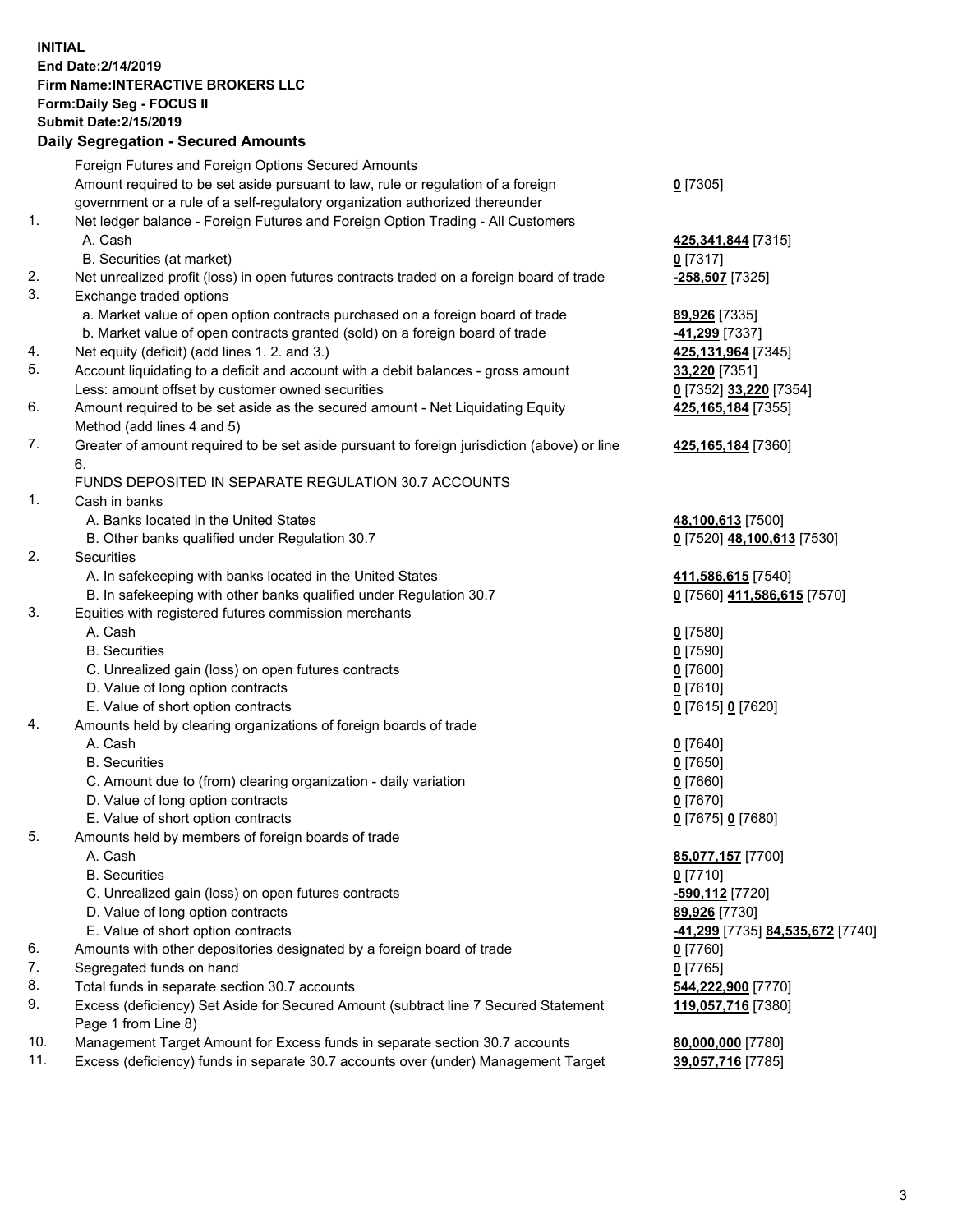**INITIAL**
**End Date:2/14/2019**
**Firm Name:INTERACTIVE BROKERS LLC**
**Form:Daily Seg - FOCUS II**
**Submit Date:2/15/2019**

## Daily Segregation - Secured Amounts

| | | |
|---|---|---|
| | Foreign Futures and Foreign Options Secured Amounts | |
| | Amount required to be set aside pursuant to law, rule or regulation of a foreign government or a rule of a self-regulatory organization authorized thereunder | **0** [7305] |
| 1. | Net ledger balance - Foreign Futures and Foreign Option Trading - All Customers | |
| | A. Cash | **425,341,844** [7315] |
| | B. Securities (at market) | **0** [7317] |
| 2. | Net unrealized profit (loss) in open futures contracts traded on a foreign board of trade | **-258,507** [7325] |
| 3. | Exchange traded options | |
| | a. Market value of open option contracts purchased on a foreign board of trade | **89,926** [7335] |
| | b. Market value of open contracts granted (sold) on a foreign board of trade | **-41,299** [7337] |
| 4. | Net equity (deficit) (add lines 1. 2. and 3.) | **425,131,964** [7345] |
| 5. | Account liquidating to a deficit and account with a debit balances - gross amount | **33,220** [7351] |
| | Less: amount offset by customer owned securities | **0** [7352] **33,220** [7354] |
| 6. | Amount required to be set aside as the secured amount - Net Liquidating Equity Method (add lines 4 and 5) | **425,165,184** [7355] |
| 7. | Greater of amount required to be set aside pursuant to foreign jurisdiction (above) or line 6. | **425,165,184** [7360] |
| | FUNDS DEPOSITED IN SEPARATE REGULATION 30.7 ACCOUNTS | |
| 1. | Cash in banks | |
| | A. Banks located in the United States | **48,100,613** [7500] |
| | B. Other banks qualified under Regulation 30.7 | **0** [7520] **48,100,613** [7530] |
| 2. | Securities | |
| | A. In safekeeping with banks located in the United States | **411,586,615** [7540] |
| | B. In safekeeping with other banks qualified under Regulation 30.7 | **0** [7560] **411,586,615** [7570] |
| 3. | Equities with registered futures commission merchants | |
| | A. Cash | **0** [7580] |
| | B. Securities | **0** [7590] |
| | C. Unrealized gain (loss) on open futures contracts | **0** [7600] |
| | D. Value of long option contracts | **0** [7610] |
| | E. Value of short option contracts | **0** [7615] **0** [7620] |
| 4. | Amounts held by clearing organizations of foreign boards of trade | |
| | A. Cash | **0** [7640] |
| | B. Securities | **0** [7650] |
| | C. Amount due to (from) clearing organization - daily variation | **0** [7660] |
| | D. Value of long option contracts | **0** [7670] |
| | E. Value of short option contracts | **0** [7675] **0** [7680] |
| 5. | Amounts held by members of foreign boards of trade | |
| | A. Cash | **85,077,157** [7700] |
| | B. Securities | **0** [7710] |
| | C. Unrealized gain (loss) on open futures contracts | **-590,112** [7720] |
| | D. Value of long option contracts | **89,926** [7730] |
| | E. Value of short option contracts | **-41,299** [7735] **84,535,672** [7740] |
| 6. | Amounts with other depositories designated by a foreign board of trade | **0** [7760] |
| 7. | Segregated funds on hand | **0** [7765] |
| 8. | Total funds in separate section 30.7 accounts | **544,222,900** [7770] |
| 9. | Excess (deficiency) Set Aside for Secured Amount (subtract line 7 Secured Statement Page 1 from Line 8) | **119,057,716** [7380] |
| 10. | Management Target Amount for Excess funds in separate section 30.7 accounts | **80,000,000** [7780] |
| 11. | Excess (deficiency) funds in separate 30.7 accounts over (under) Management Target | **39,057,716** [7785] |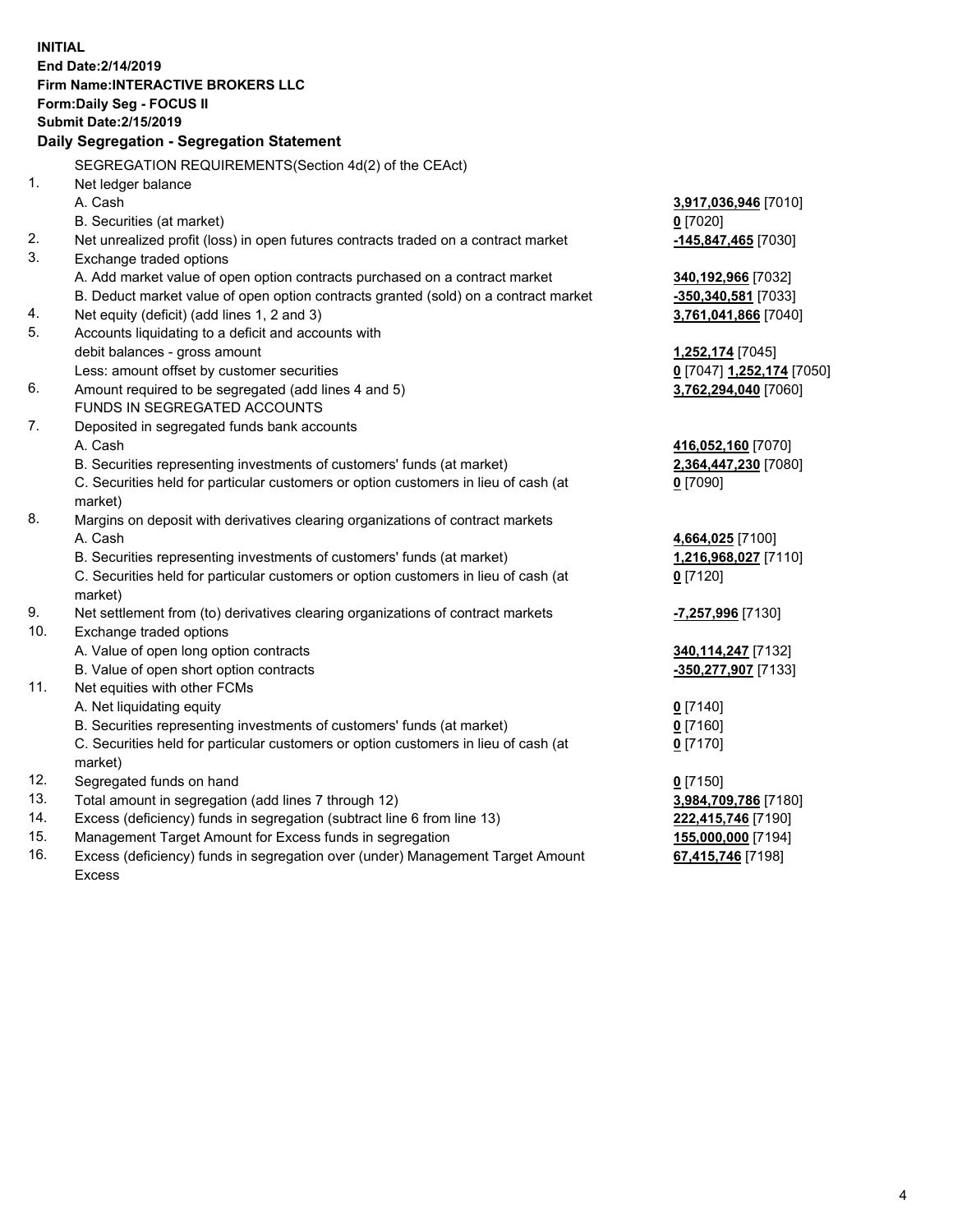**INITIAL**
**End Date:2/14/2019**
**Firm Name:INTERACTIVE BROKERS LLC**
**Form:Daily Seg - FOCUS II**
**Submit Date:2/15/2019**

**Daily Segregation - Segregation Statement**

SEGREGATION REQUIREMENTS(Section 4d(2) of the CEAct)

| | | |
|---|---|---|
| 1. | Net ledger balance | |
| | A. Cash | **3,917,036,946** [7010] |
| | B. Securities (at market) | **0** [7020] |
| 2. | Net unrealized profit (loss) in open futures contracts traded on a contract market | **-145,847,465** [7030] |
| 3. | Exchange traded options | |
| | A. Add market value of open option contracts purchased on a contract market | **340,192,966** [7032] |
| | B. Deduct market value of open option contracts granted (sold) on a contract market | **-350,340,581** [7033] |
| 4. | Net equity (deficit) (add lines 1, 2 and 3) | **3,761,041,866** [7040] |
| 5. | Accounts liquidating to a deficit and accounts with debit balances - gross amount | **1,252,174** [7045] |
| | Less: amount offset by customer securities | **0** [7047] **1,252,174** [7050] |
| 6. | Amount required to be segregated (add lines 4 and 5) | **3,762,294,040** [7060] |
| | FUNDS IN SEGREGATED ACCOUNTS | |
| 7. | Deposited in segregated funds bank accounts | |
| | A. Cash | **416,052,160** [7070] |
| | B. Securities representing investments of customers' funds (at market) | **2,364,447,230** [7080] |
| | C. Securities held for particular customers or option customers in lieu of cash (at market) | **0** [7090] |
| 8. | Margins on deposit with derivatives clearing organizations of contract markets | |
| | A. Cash | **4,664,025** [7100] |
| | B. Securities representing investments of customers' funds (at market) | **1,216,968,027** [7110] |
| | C. Securities held for particular customers or option customers in lieu of cash (at market) | **0** [7120] |
| 9. | Net settlement from (to) derivatives clearing organizations of contract markets | **-7,257,996** [7130] |
| 10. | Exchange traded options | |
| | A. Value of open long option contracts | **340,114,247** [7132] |
| | B. Value of open short option contracts | **-350,277,907** [7133] |
| 11. | Net equities with other FCMs | |
| | A. Net liquidating equity | **0** [7140] |
| | B. Securities representing investments of customers' funds (at market) | **0** [7160] |
| | C. Securities held for particular customers or option customers in lieu of cash (at market) | **0** [7170] |
| 12. | Segregated funds on hand | **0** [7150] |
| 13. | Total amount in segregation (add lines 7 through 12) | **3,984,709,786** [7180] |
| 14. | Excess (deficiency) funds in segregation (subtract line 6 from line 13) | **222,415,746** [7190] |
| 15. | Management Target Amount for Excess funds in segregation | **155,000,000** [7194] |
| 16. | Excess (deficiency) funds in segregation over (under) Management Target Amount Excess | **67,415,746** [7198] |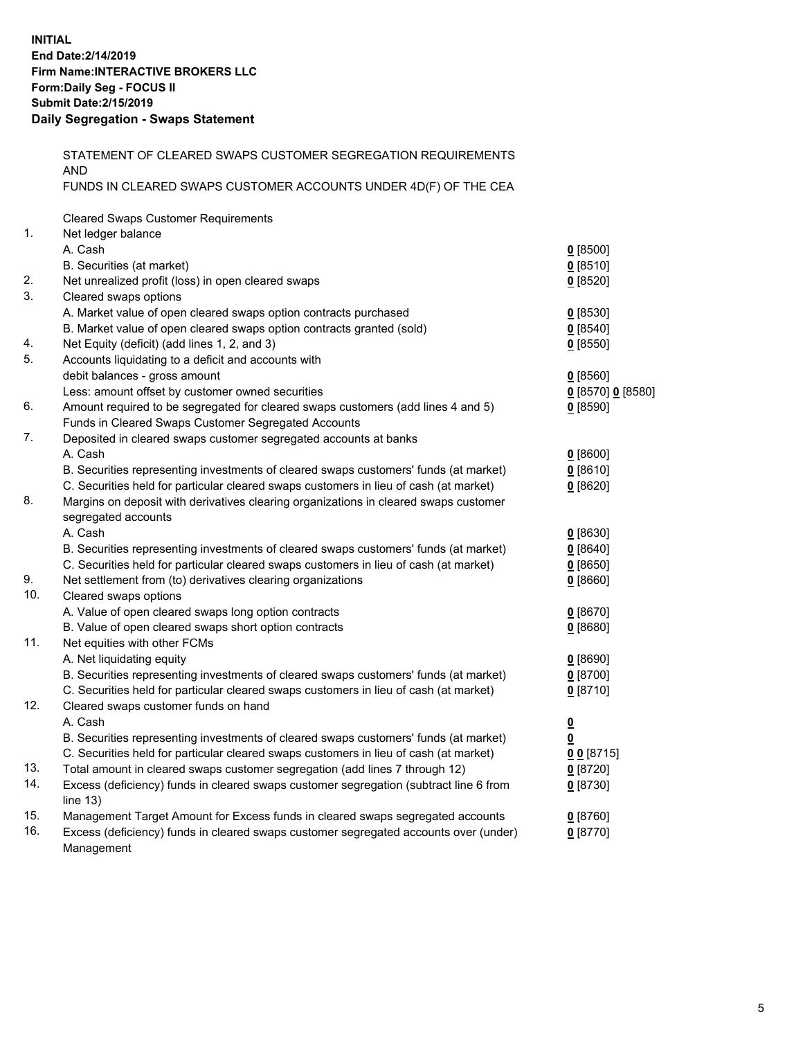**INITIAL**
**End Date:2/14/2019**
**Firm Name:INTERACTIVE BROKERS LLC**
**Form:Daily Seg - FOCUS II**
**Submit Date:2/15/2019**
**Daily Segregation - Swaps Statement**

STATEMENT OF CLEARED SWAPS CUSTOMER SEGREGATION REQUIREMENTS AND FUNDS IN CLEARED SWAPS CUSTOMER ACCOUNTS UNDER 4D(F) OF THE CEA

| | | |
|---|---|---|
| | Cleared Swaps Customer Requirements | |
| 1. | Net ledger balance | |
| | A. Cash | 0 [8500] |
| | B. Securities (at market) | 0 [8510] |
| 2. | Net unrealized profit (loss) in open cleared swaps | 0 [8520] |
| 3. | Cleared swaps options | |
| | A. Market value of open cleared swaps option contracts purchased | 0 [8530] |
| | B. Market value of open cleared swaps option contracts granted (sold) | 0 [8540] |
| 4. | Net Equity (deficit) (add lines 1, 2, and 3) | 0 [8550] |
| 5. | Accounts liquidating to a deficit and accounts with debit balances - gross amount | 0 [8560] |
| | Less: amount offset by customer owned securities | 0 [8570] 0 [8580] |
| 6. | Amount required to be segregated for cleared swaps customers (add lines 4 and 5) | 0 [8590] |
| | Funds in Cleared Swaps Customer Segregated Accounts | |
| 7. | Deposited in cleared swaps customer segregated accounts at banks | |
| | A. Cash | 0 [8600] |
| | B. Securities representing investments of cleared swaps customers' funds (at market) | 0 [8610] |
| | C. Securities held for particular cleared swaps customers in lieu of cash (at market) | 0 [8620] |
| 8. | Margins on deposit with derivatives clearing organizations in cleared swaps customer segregated accounts | |
| | A. Cash | 0 [8630] |
| | B. Securities representing investments of cleared swaps customers' funds (at market) | 0 [8640] |
| | C. Securities held for particular cleared swaps customers in lieu of cash (at market) | 0 [8650] |
| 9. | Net settlement from (to) derivatives clearing organizations | 0 [8660] |
| 10. | Cleared swaps options | |
| | A. Value of open cleared swaps long option contracts | 0 [8670] |
| | B. Value of open cleared swaps short option contracts | 0 [8680] |
| 11. | Net equities with other FCMs | |
| | A. Net liquidating equity | 0 [8690] |
| | B. Securities representing investments of cleared swaps customers' funds (at market) | 0 [8700] |
| | C. Securities held for particular cleared swaps customers in lieu of cash (at market) | 0 [8710] |
| 12. | Cleared swaps customer funds on hand | |
| | A. Cash | 0 |
| | B. Securities representing investments of cleared swaps customers' funds (at market) | 0 |
| | C. Securities held for particular cleared swaps customers in lieu of cash (at market) | 0 0 [8715] |
| 13. | Total amount in cleared swaps customer segregation (add lines 7 through 12) | 0 [8720] |
| 14. | Excess (deficiency) funds in cleared swaps customer segregation (subtract line 6 from line 13) | 0 [8730] |
| 15. | Management Target Amount for Excess funds in cleared swaps segregated accounts | 0 [8760] |
| 16. | Excess (deficiency) funds in cleared swaps customer segregated accounts over (under) Management | 0 [8770] |